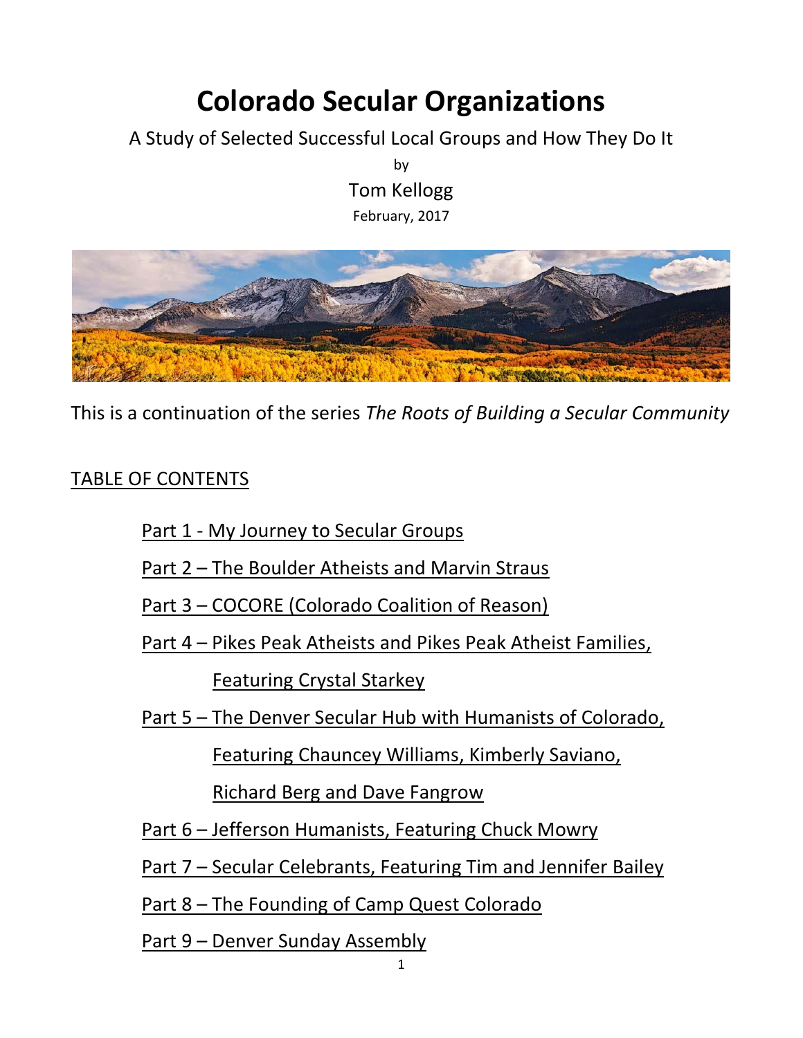# Colorado Secular Organizations

A Study of Selected Successful Local Groups and How They Do It

by

Tom Kellogg

February, 2017

This is a continuation of the series *The Roots of Building a Secular Community*

## TABLE OF CONTENTS

- Part 1 - My Journey to Secular Groups
- Part 2 – The Boulder Atheists and Marvin Straus
- Part 3 – COCORE (Colorado Coalition of Reason)
- Part 4 – Pikes Peak Atheists and Pikes Peak Atheist Families, Featuring Crystal Starkey
- Part 5 – The Denver Secular Hub with Humanists of Colorado, Featuring Chauncey Williams, Kimberly Saviano, Richard Berg and Dave Fangrow
- Part 6 – Jefferson Humanists, Featuring Chuck Mowry
- Part 7 – Secular Celebrants, Featuring Tim and Jennifer Bailey
- Part 8 – The Founding of Camp Quest Colorado
- Part 9 – Denver Sunday Assembly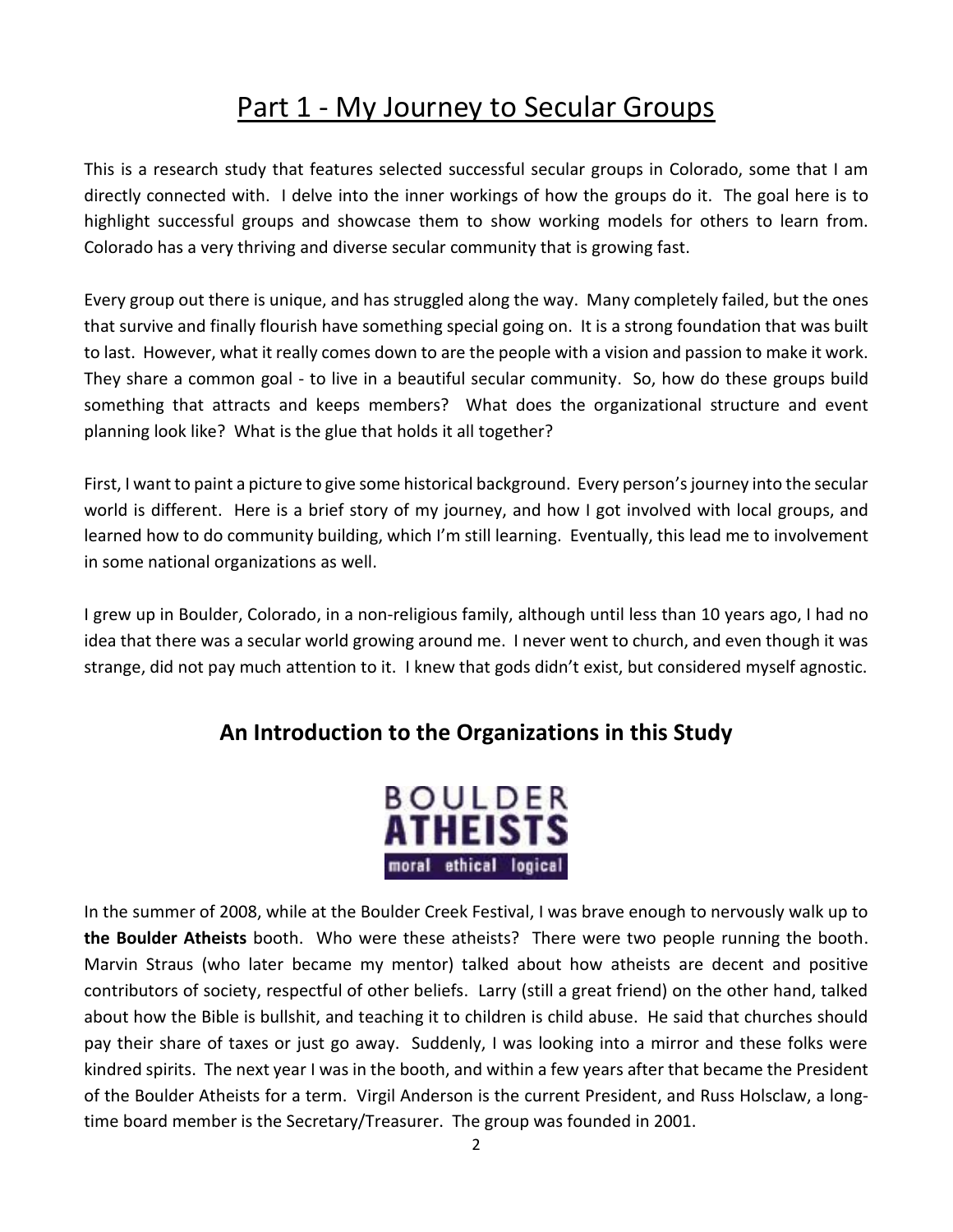# Part 1 - My Journey to Secular Groups

This is a research study that features selected successful secular groups in Colorado, some that I am directly connected with. I delve into the inner workings of how the groups do it. The goal here is to highlight successful groups and showcase them to show working models for others to learn from. Colorado has a very thriving and diverse secular community that is growing fast.

Every group out there is unique, and has struggled along the way. Many completely failed, but the ones that survive and finally flourish have something special going on. It is a strong foundation that was built to last. However, what it really comes down to are the people with a vision and passion to make it work. They share a common goal - to live in a beautiful secular community. So, how do these groups build something that attracts and keeps members? What does the organizational structure and event planning look like? What is the glue that holds it all together?

First, I want to paint a picture to give some historical background. Every person's journey into the secular world is different. Here is a brief story of my journey, and how I got involved with local groups, and learned how to do community building, which I'm still learning. Eventually, this lead me to involvement in some national organizations as well.

I grew up in Boulder, Colorado, in a non-religious family, although until less than 10 years ago, I had no idea that there was a secular world growing around me. I never went to church, and even though it was strange, did not pay much attention to it. I knew that gods didn't exist, but considered myself agnostic.

## An Introduction to the Organizations in this Study

BOULDER ATHEISTS
moral ethical logical

In the summer of 2008, while at the Boulder Creek Festival, I was brave enough to nervously walk up to **the Boulder Atheists** booth. Who were these atheists? There were two people running the booth. Marvin Straus (who later became my mentor) talked about how atheists are decent and positive contributors of society, respectful of other beliefs. Larry (still a great friend) on the other hand, talked about how the Bible is bullshit, and teaching it to children is child abuse. He said that churches should pay their share of taxes or just go away. Suddenly, I was looking into a mirror and these folks were kindred spirits. The next year I was in the booth, and within a few years after that became the President of the Boulder Atheists for a term. Virgil Anderson is the current President, and Russ Holsclaw, a long-time board member is the Secretary/Treasurer. The group was founded in 2001.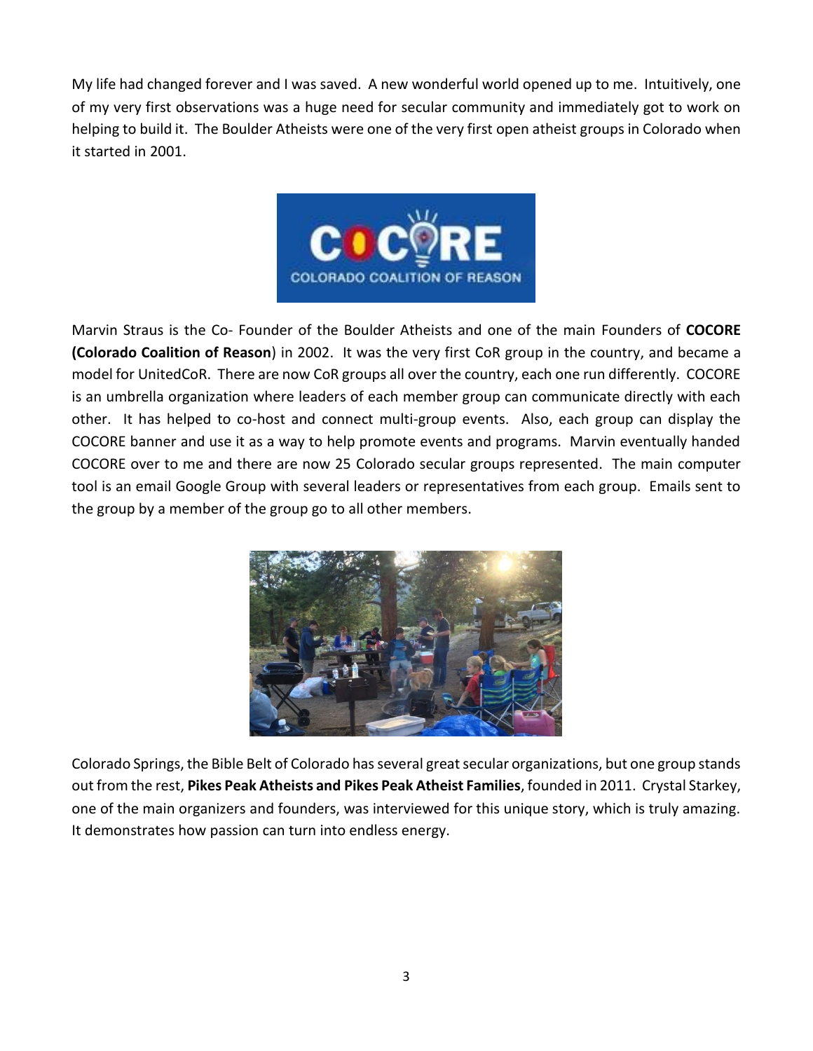My life had changed forever and I was saved. A new wonderful world opened up to me. Intuitively, one of my very first observations was a huge need for secular community and immediately got to work on helping to build it. The Boulder Atheists were one of the very first open atheist groups in Colorado when it started in 2001.

Marvin Straus is the Co- Founder of the Boulder Atheists and one of the main Founders of **COCORE (Colorado Coalition of Reason**) in 2002. It was the very first CoR group in the country, and became a model for UnitedCoR. There are now CoR groups all over the country, each one run differently. COCORE is an umbrella organization where leaders of each member group can communicate directly with each other. It has helped to co-host and connect multi-group events. Also, each group can display the COCORE banner and use it as a way to help promote events and programs. Marvin eventually handed COCORE over to me and there are now 25 Colorado secular groups represented. The main computer tool is an email Google Group with several leaders or representatives from each group. Emails sent to the group by a member of the group go to all other members.

Colorado Springs, the Bible Belt of Colorado has several great secular organizations, but one group stands out from the rest, **Pikes Peak Atheists and Pikes Peak Atheist Families**, founded in 2011. Crystal Starkey, one of the main organizers and founders, was interviewed for this unique story, which is truly amazing. It demonstrates how passion can turn into endless energy.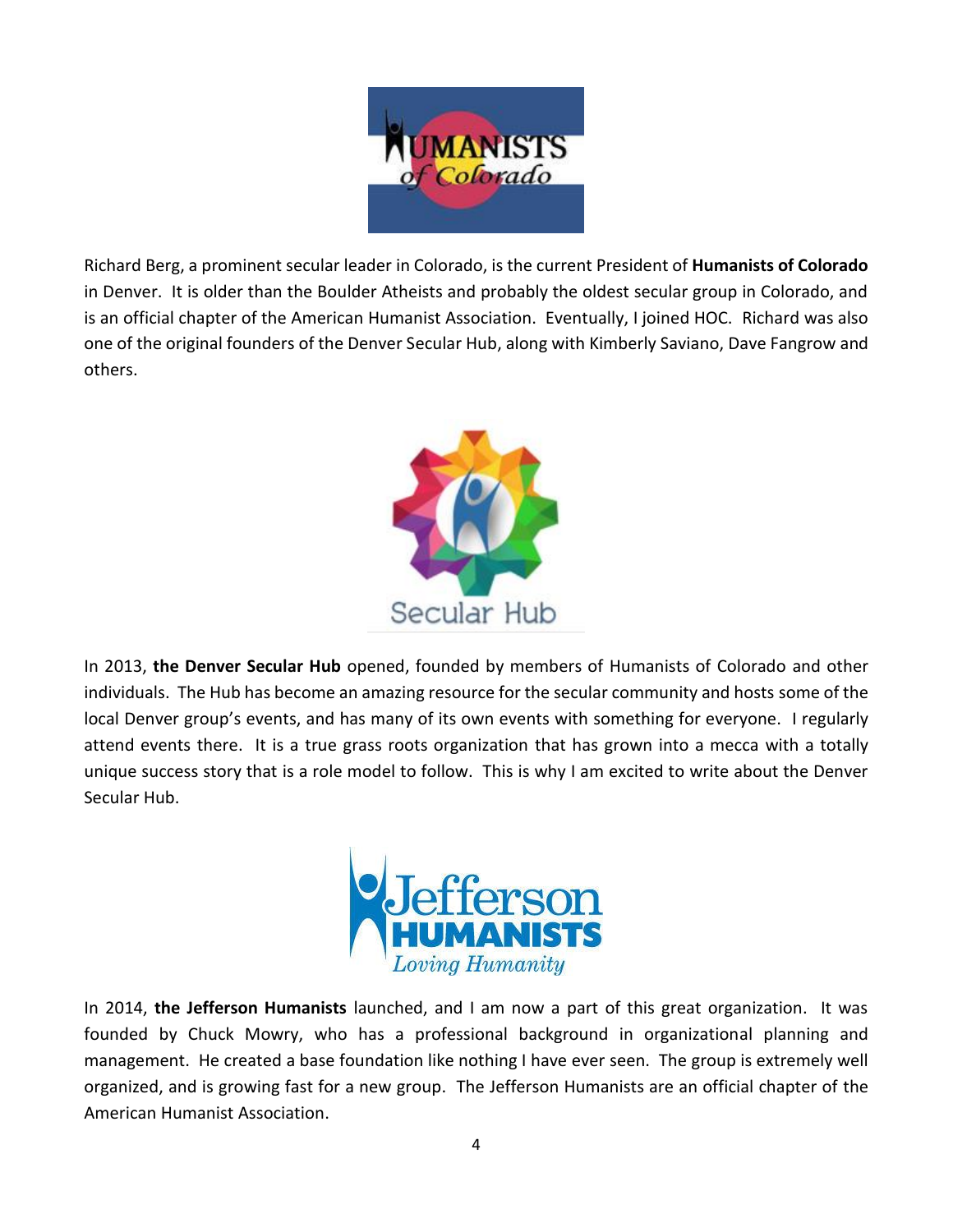Richard Berg, a prominent secular leader in Colorado, is the current President of **Humanists of Colorado** in Denver. It is older than the Boulder Atheists and probably the oldest secular group in Colorado, and is an official chapter of the American Humanist Association. Eventually, I joined HOC. Richard was also one of the original founders of the Denver Secular Hub, along with Kimberly Saviano, Dave Fangrow and others.

In 2013, **the Denver Secular Hub** opened, founded by members of Humanists of Colorado and other individuals. The Hub has become an amazing resource for the secular community and hosts some of the local Denver group's events, and has many of its own events with something for everyone. I regularly attend events there. It is a true grass roots organization that has grown into a mecca with a totally unique success story that is a role model to follow. This is why I am excited to write about the Denver Secular Hub.

In 2014, **the Jefferson Humanists** launched, and I am now a part of this great organization. It was founded by Chuck Mowry, who has a professional background in organizational planning and management. He created a base foundation like nothing I have ever seen. The group is extremely well organized, and is growing fast for a new group. The Jefferson Humanists are an official chapter of the American Humanist Association.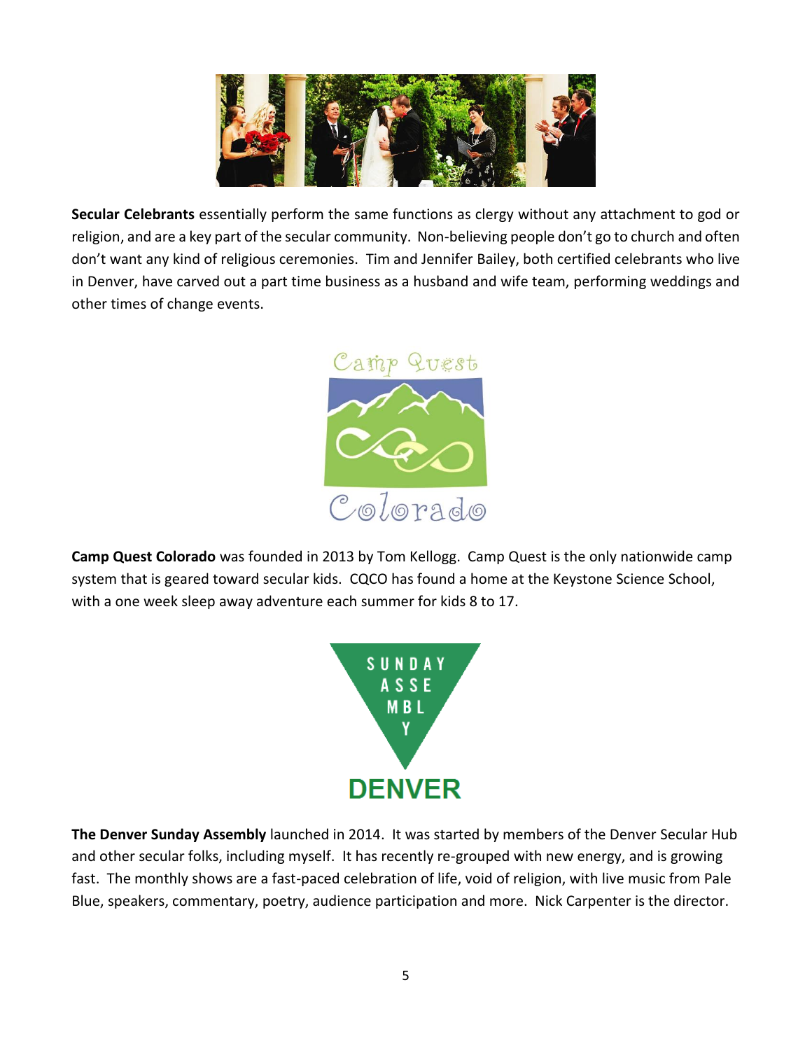**Secular Celebrants** essentially perform the same functions as clergy without any attachment to god or religion, and are a key part of the secular community. Non-believing people don't go to church and often don't want any kind of religious ceremonies. Tim and Jennifer Bailey, both certified celebrants who live in Denver, have carved out a part time business as a husband and wife team, performing weddings and other times of change events.

**Camp Quest Colorado** was founded in 2013 by Tom Kellogg. Camp Quest is the only nationwide camp system that is geared toward secular kids. CQCO has found a home at the Keystone Science School, with a one week sleep away adventure each summer for kids 8 to 17.

**The Denver Sunday Assembly** launched in 2014. It was started by members of the Denver Secular Hub and other secular folks, including myself. It has recently re-grouped with new energy, and is growing fast. The monthly shows are a fast-paced celebration of life, void of religion, with live music from Pale Blue, speakers, commentary, poetry, audience participation and more. Nick Carpenter is the director.